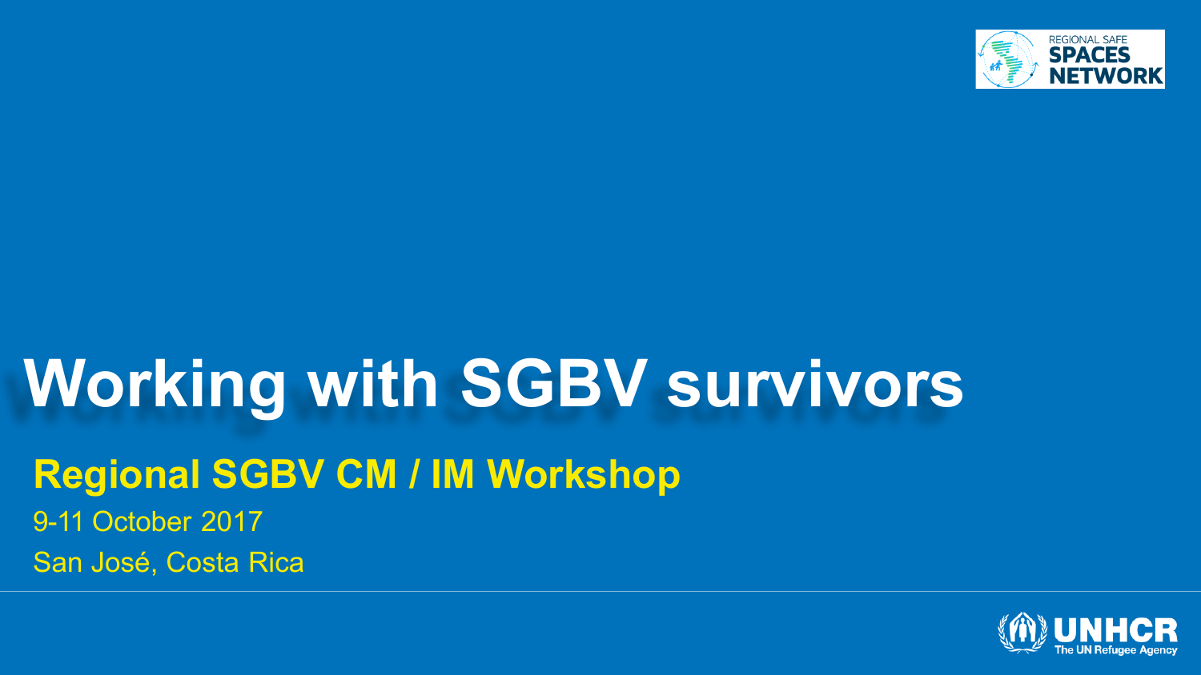# Working with SGBV survivors

## Regional SGBV CM / IM Workshop

9-11 October 2017

San José, Costa Rica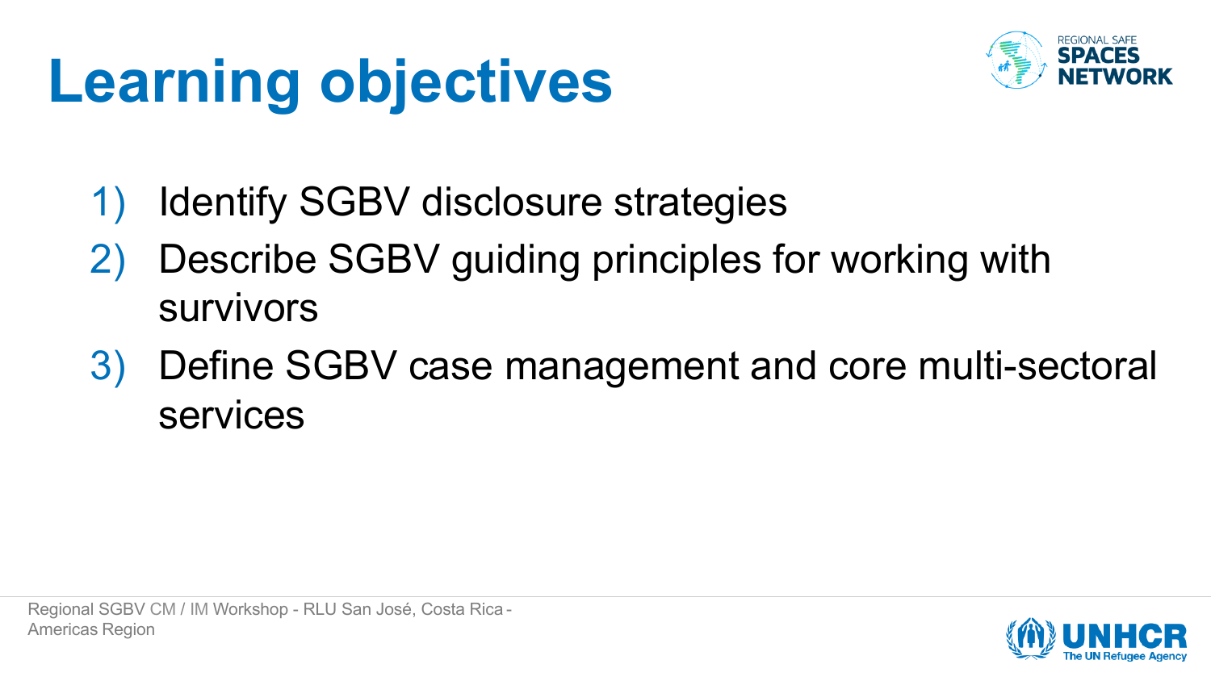# Learning objectives

1) Identify SGBV disclosure strategies
2) Describe SGBV guiding principles for working with survivors
3) Define SGBV case management and core multi-sectoral services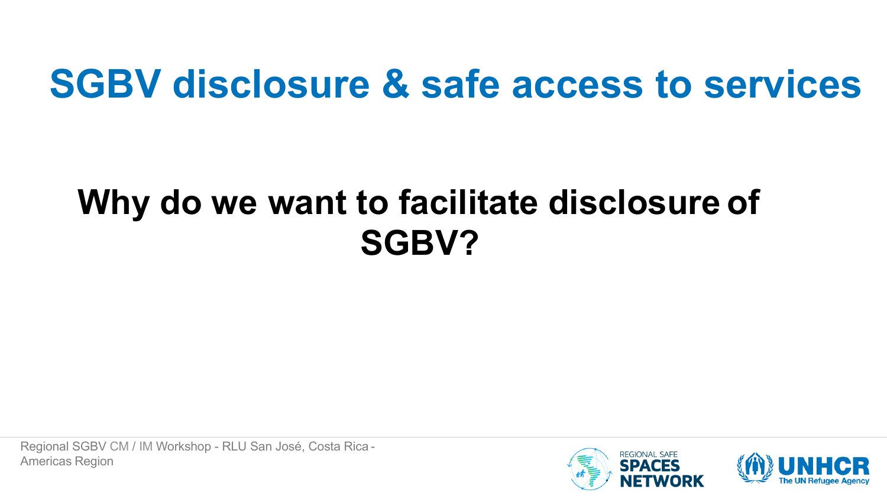# SGBV disclosure & safe access to services

## Why do we want to facilitate disclosure of SGBV?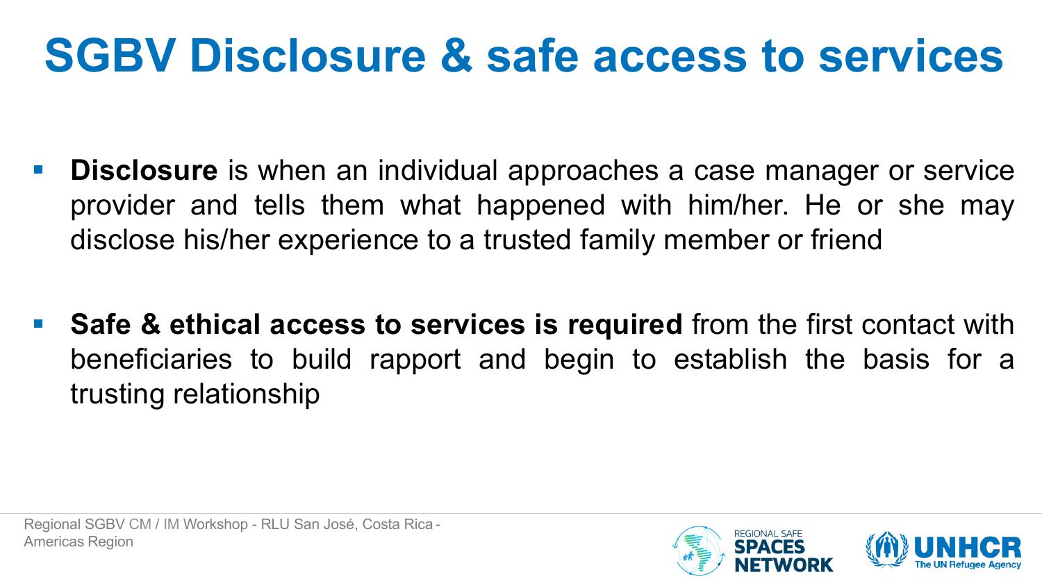# SGBV Disclosure & safe access to services

- **Disclosure** is when an individual approaches a case manager or service provider and tells them what happened with him/her. He or she may disclose his/her experience to a trusted family member or friend

- **Safe & ethical access to services is required** from the first contact with beneficiaries to build rapport and begin to establish the basis for a trusting relationship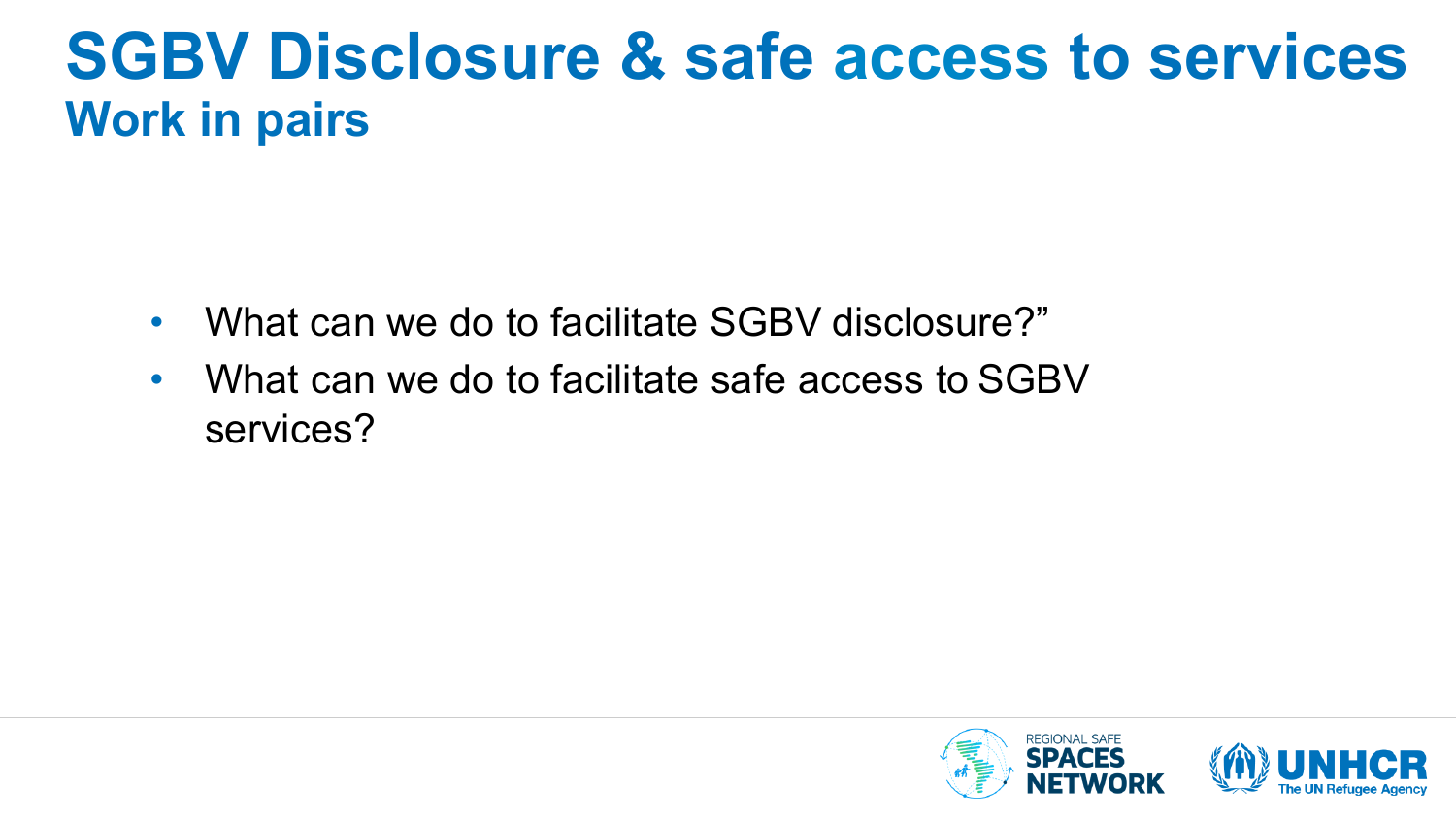# SGBV Disclosure & safe access to services

## Work in pairs

- What can we do to facilitate SGBV disclosure?”
- What can we do to facilitate safe access to SGBV services?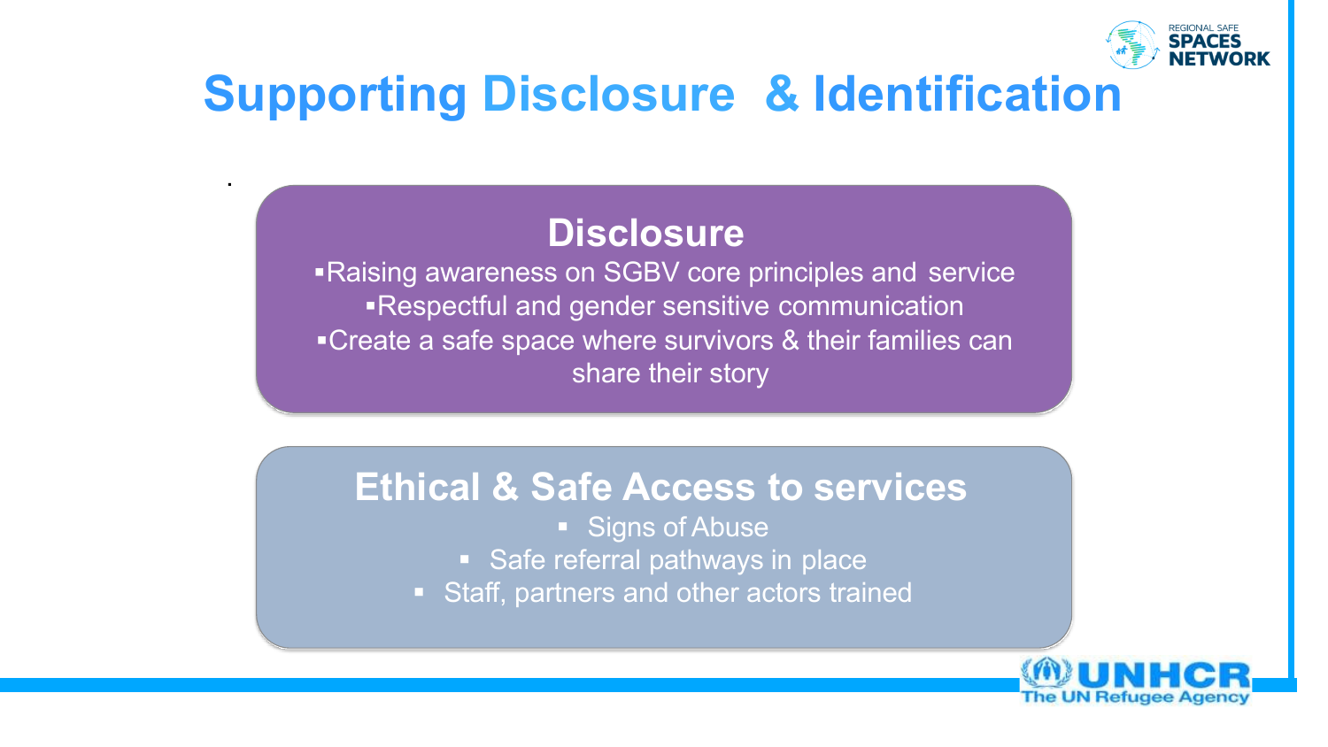# Supporting Disclosure & Identification

## Disclosure

- Raising awareness on SGBV core principles and service
- Respectful and gender sensitive communication
- Create a safe space where survivors & their families can share their story

## Ethical & Safe Access to services

- Signs of Abuse
- Safe referral pathways in place
- Staff, partners and other actors trained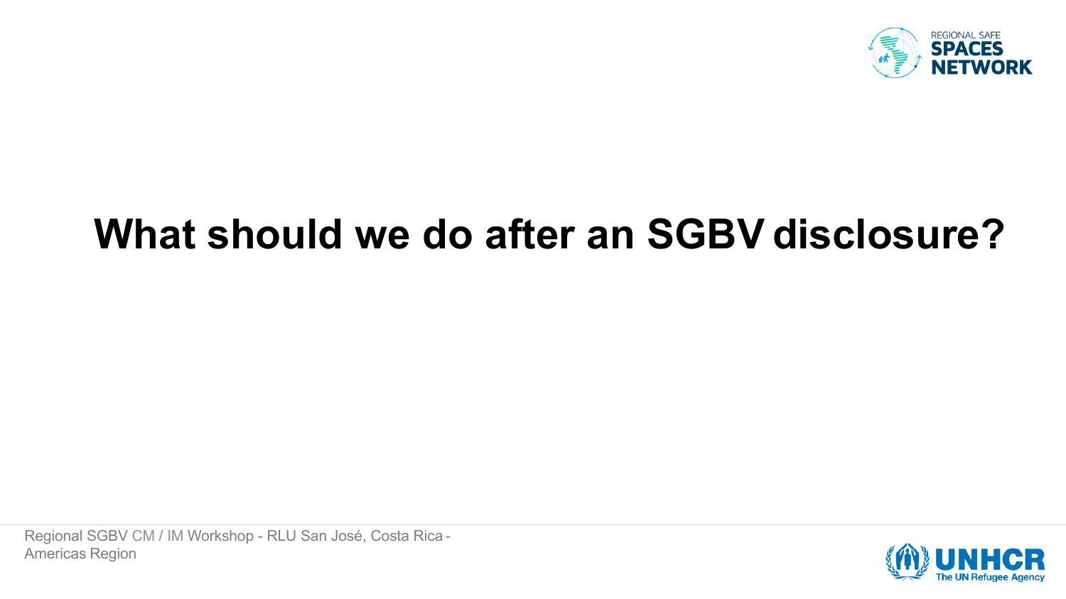# What should we do after an SGBV disclosure?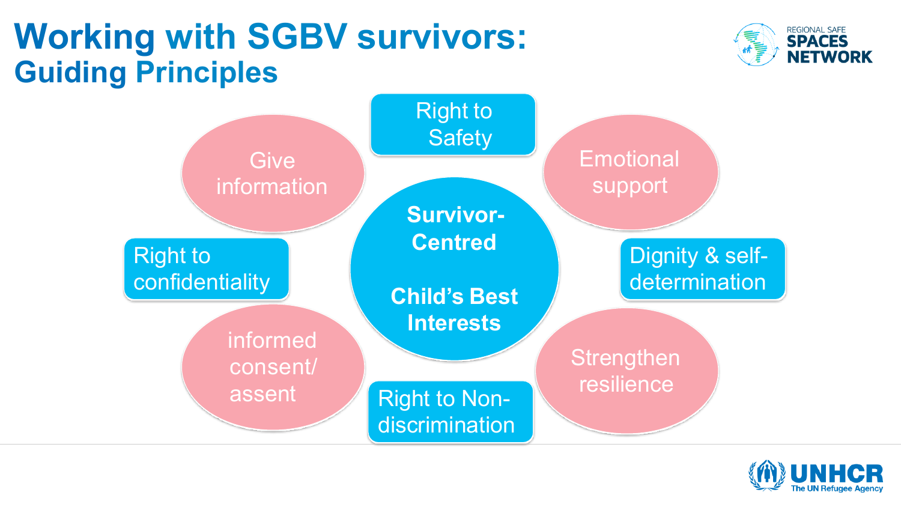# Working with SGBV survivors:

## Guiding Principles

**Survivor-Centred**

**Child's Best Interests**

- Right to Safety
- Emotional support
- Dignity & self-determination
- Strengthen resilience
- Right to Non-discrimination
- informed consent/ assent
- Right to confidentiality
- Give information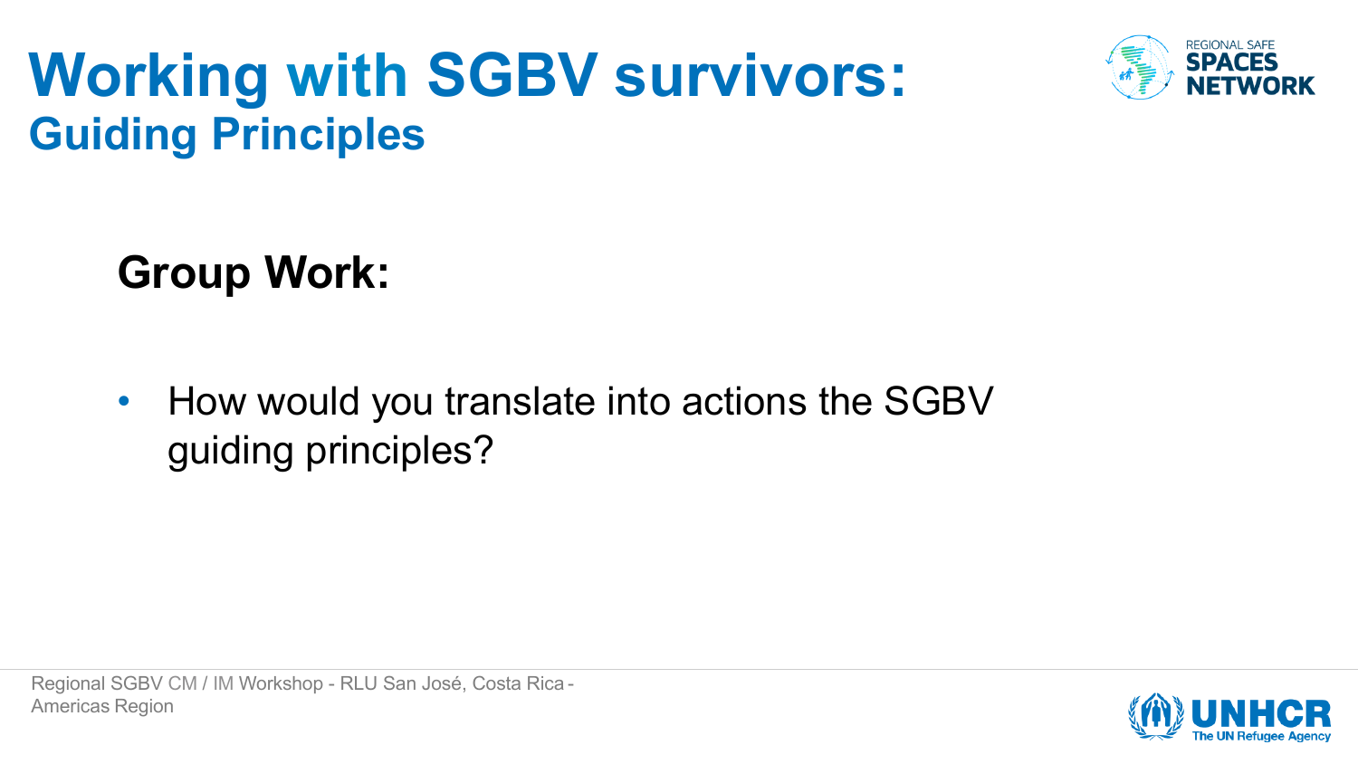# Working with SGBV survivors:
## Guiding Principles

**Group Work:**

- How would you translate into actions the SGBV guiding principles?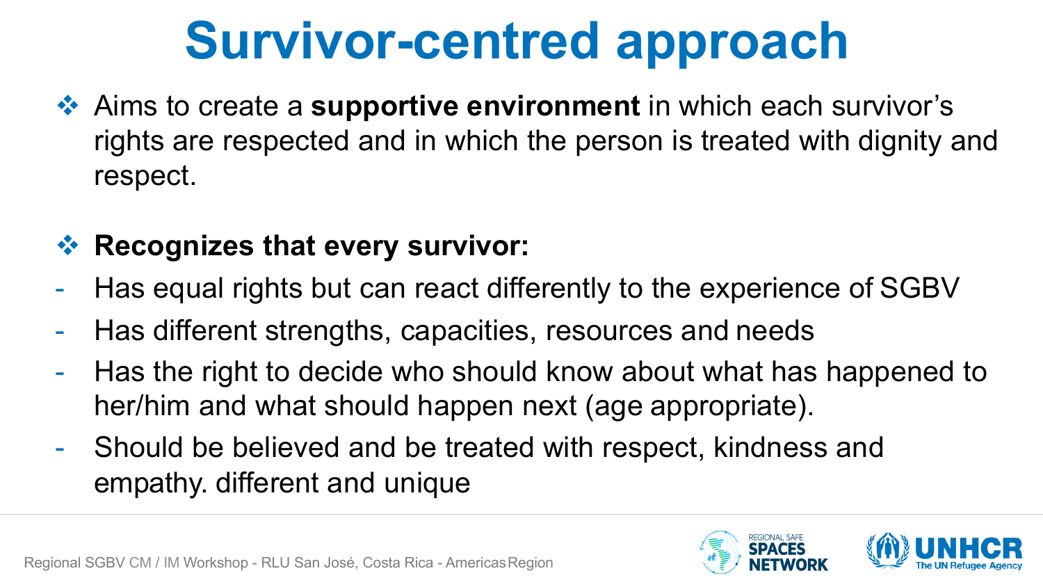# Survivor-centred approach

- Aims to create a **supportive environment** in which each survivor's rights are respected and in which the person is treated with dignity and respect.

- **Recognizes that every survivor:**

- Has equal rights but can react differently to the experience of SGBV
- Has different strengths, capacities, resources and needs
- Has the right to decide who should know about what has happened to her/him and what should happen next (age appropriate).
- Should be believed and be treated with respect, kindness and empathy. different and unique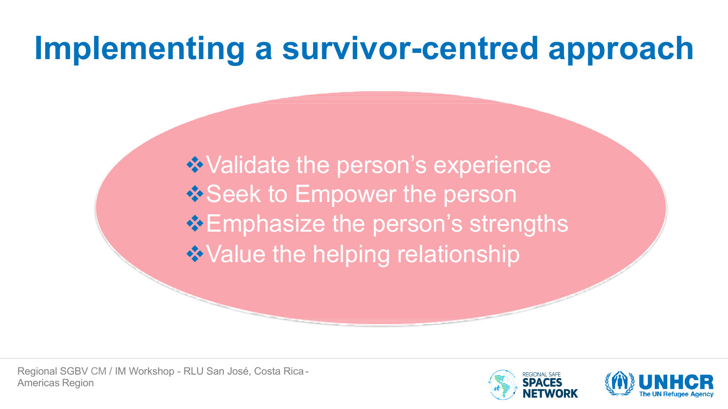# Implementing a survivor-centred approach

- Validate the person's experience
- Seek to Empower the person
- Emphasize the person's strengths
- Value the helping relationship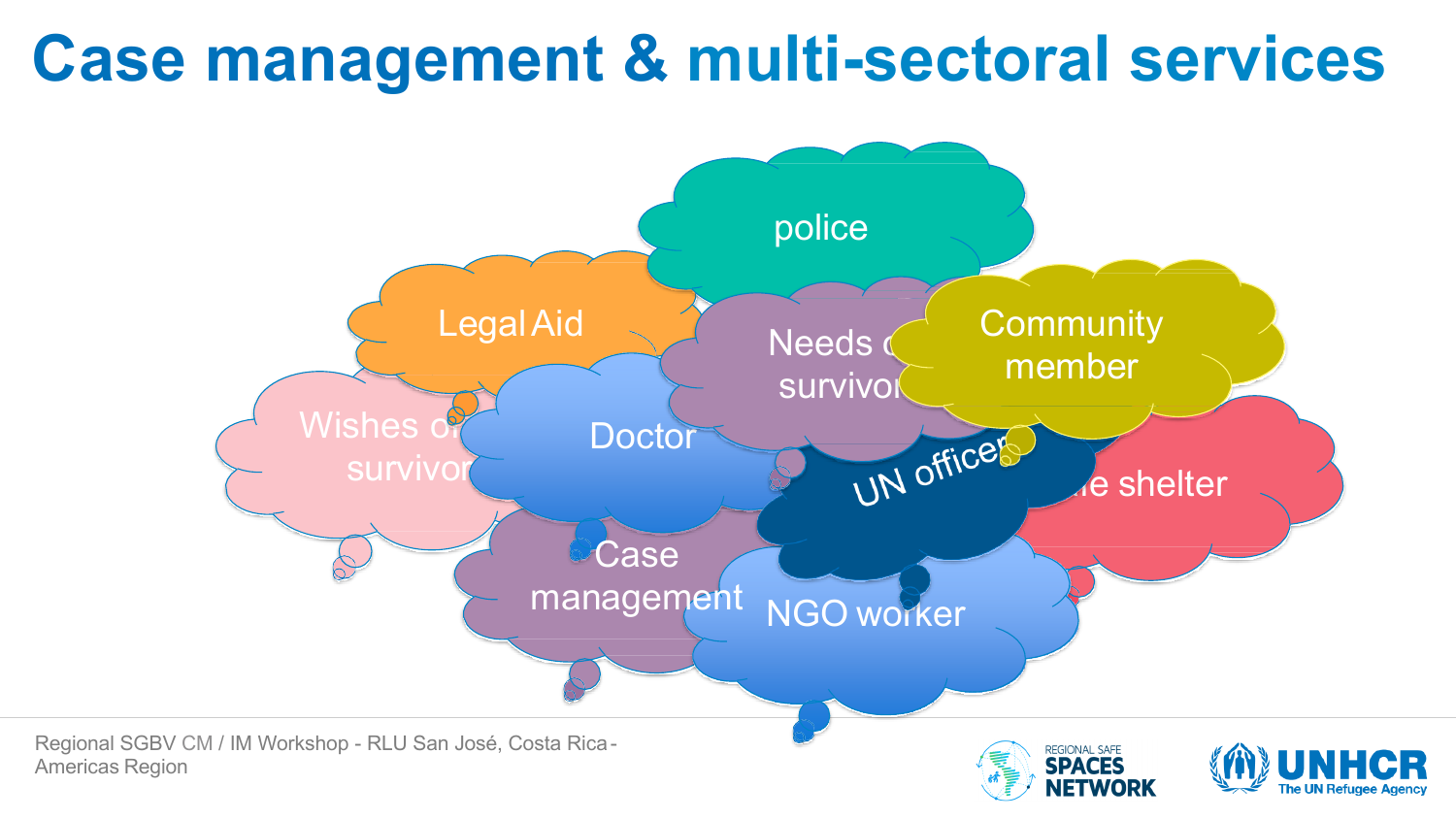# Case management & multi-sectoral services

- police
- Legal Aid
- Needs of survivor
- Community member
- Wishes of survivor
- Doctor
- UN officer
- Safe shelter
- Case management
- NGO worker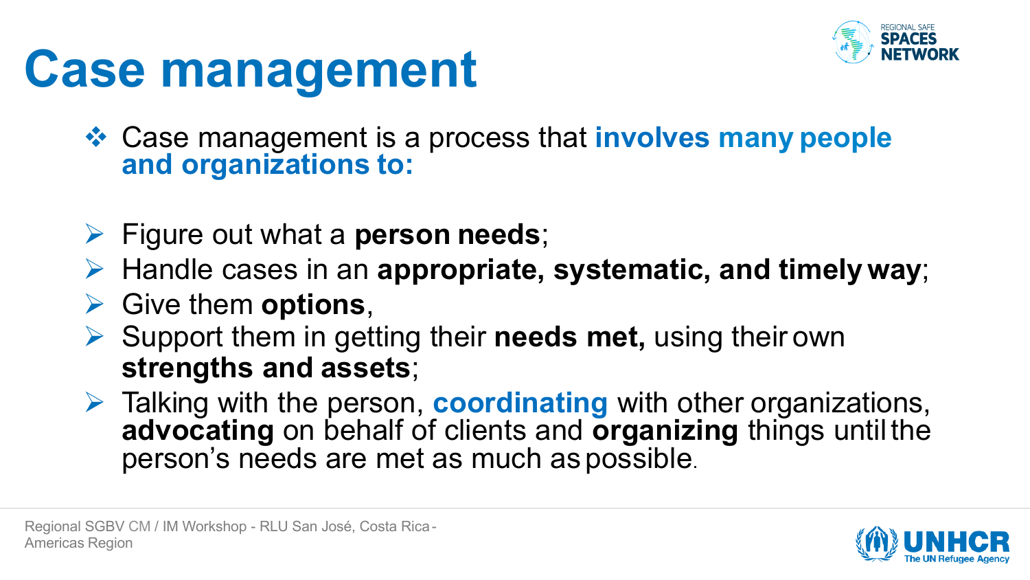# Case management

- Case management is a process that **involves many people and organizations to:**

- Figure out what a **person needs**;
- Handle cases in an **appropriate, systematic, and timely way**;
- Give them **options**,
- Support them in getting their **needs met,** using their own **strengths and assets**;
- Talking with the person, **coordinating** with other organizations, **advocating** on behalf of clients and **organizing** things until the person's needs are met as much as possible.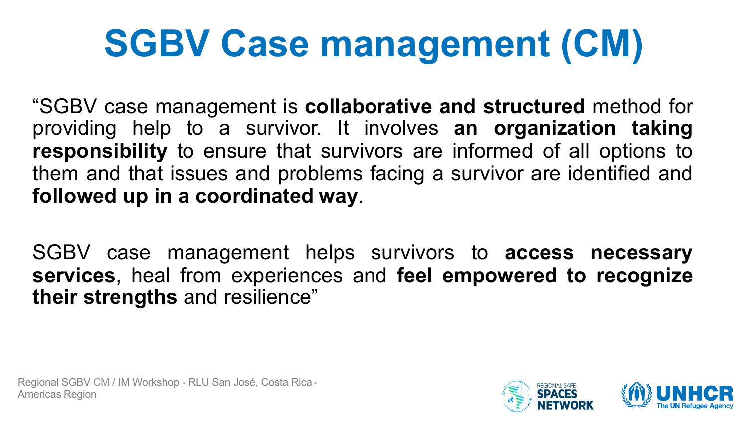# SGBV Case management (CM)

“SGBV case management is **collaborative and structured** method for providing help to a survivor. It involves **an organization taking responsibility** to ensure that survivors are informed of all options to them and that issues and problems facing a survivor are identified and **followed up in a coordinated way**.

SGBV case management helps survivors to **access necessary services**, heal from experiences and **feel empowered to recognize their strengths** and resilience”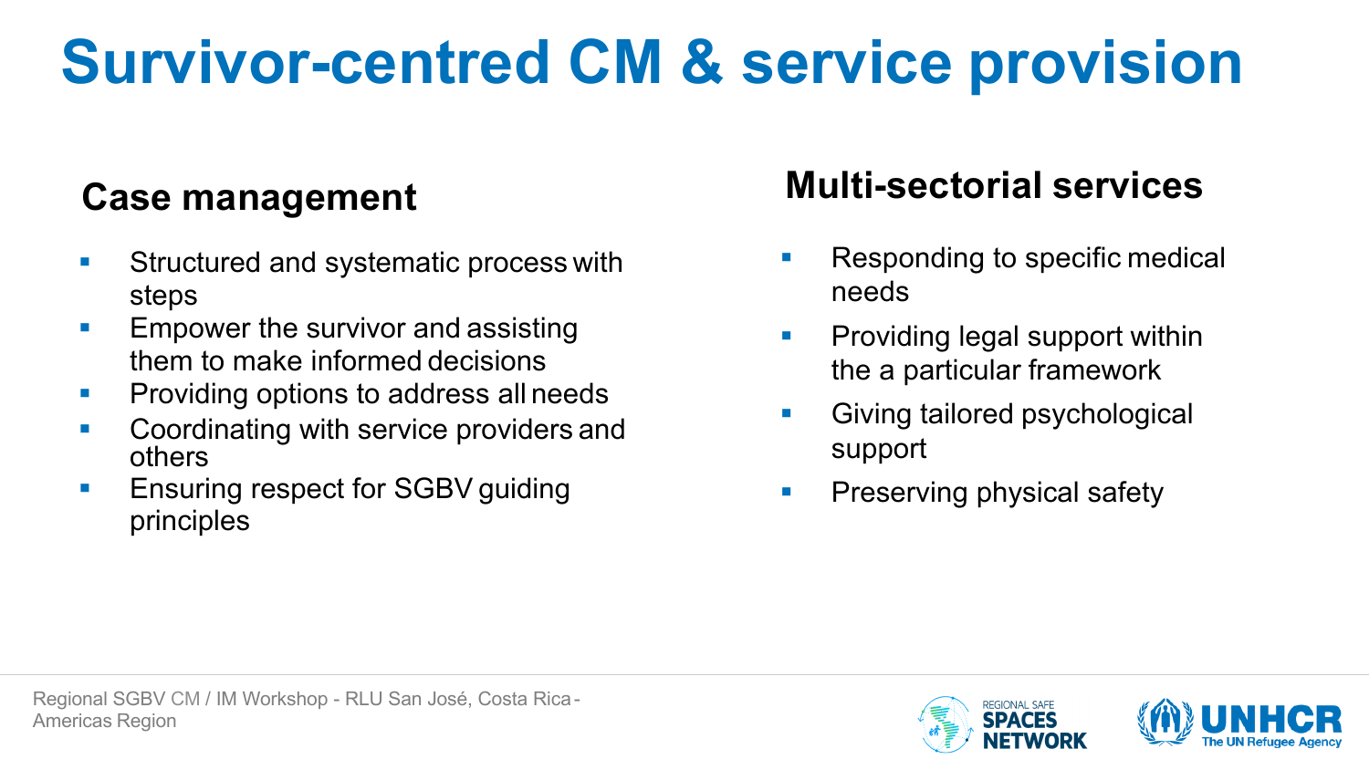# Survivor-centred CM & service provision

## Case management

- Structured and systematic process with steps
- Empower the survivor and assisting them to make informed decisions
- Providing options to address all needs
- Coordinating with service providers and others
- Ensuring respect for SGBV guiding principles

## Multi-sectorial services

- Responding to specific medical needs
- Providing legal support within the a particular framework
- Giving tailored psychological support
- Preserving physical safety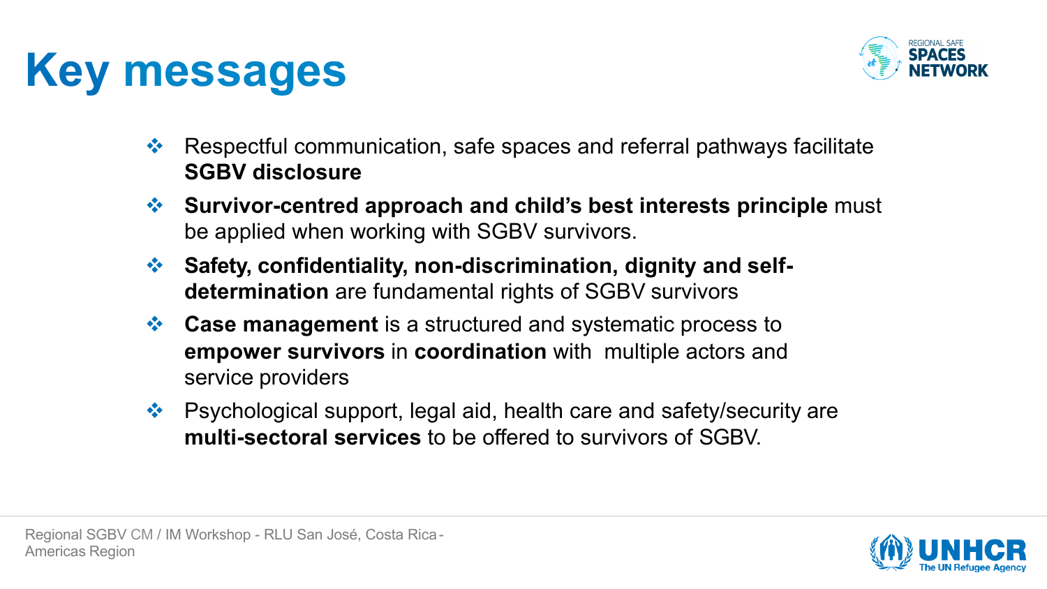# Key messages

- Respectful communication, safe spaces and referral pathways facilitate **SGBV disclosure**
- **Survivor-centred approach and child's best interests principle** must be applied when working with SGBV survivors.
- **Safety, confidentiality, non-discrimination, dignity and self-determination** are fundamental rights of SGBV survivors
- **Case management** is a structured and systematic process to **empower survivors** in **coordination** with multiple actors and service providers
- Psychological support, legal aid, health care and safety/security are **multi-sectoral services** to be offered to survivors of SGBV.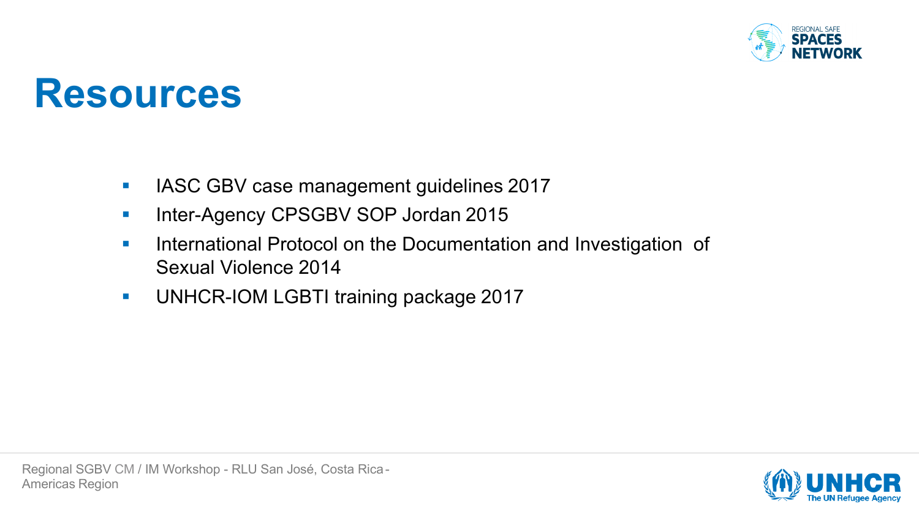# Resources

- IASC GBV case management guidelines 2017
- Inter-Agency CPSGBV SOP Jordan 2015
- International Protocol on the Documentation and Investigation of Sexual Violence 2014
- UNHCR-IOM LGBTI training package 2017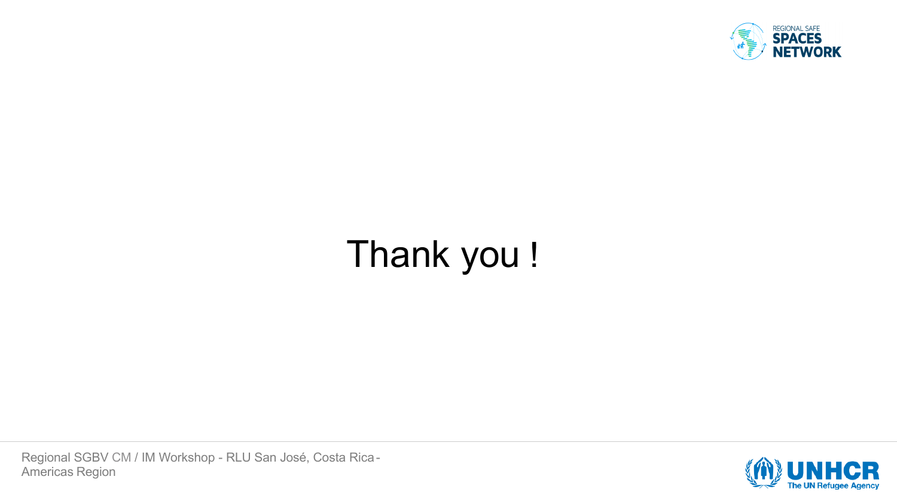# Thank you !